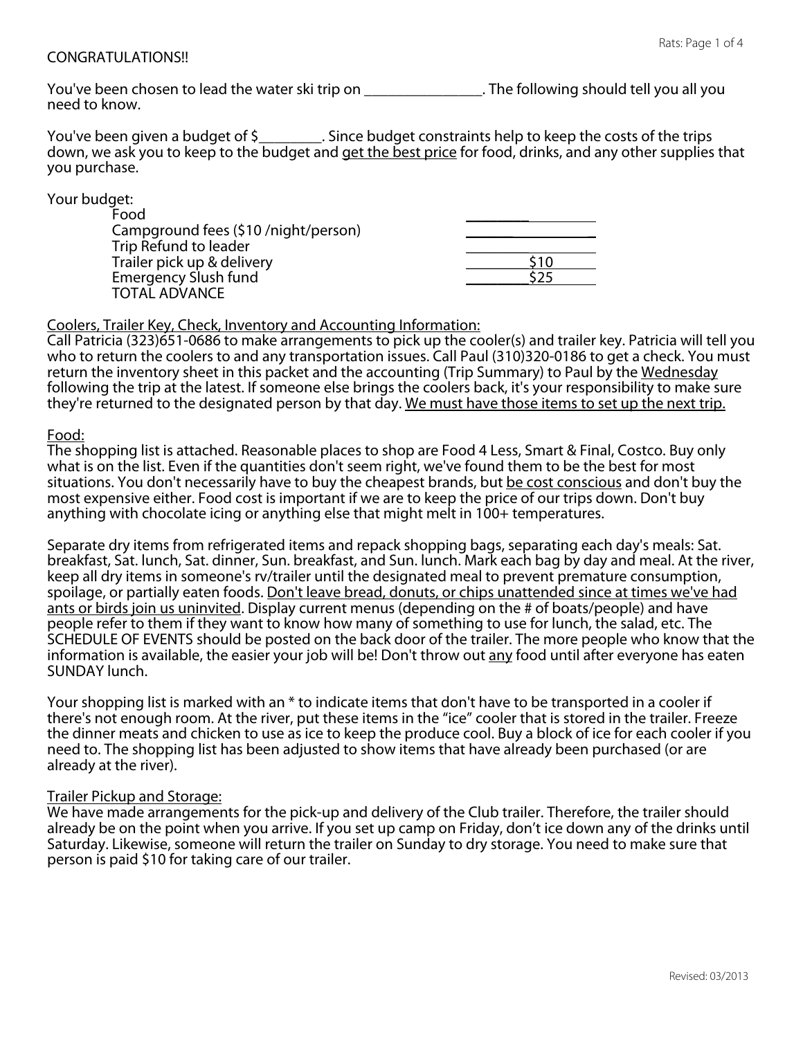CONGRATULATIONS!!

You've been chosen to lead the water ski trip on ________________. The following should tell you all you need to know.

You've been given a budget of $_________. Since budget constraints help to keep the costs of the trips down, we ask you to keep to the budget and <u>get the best price</u> for food, drinks, and any other supplies that you purchase.

Your budget:

| | |
|---|---|
| Food | _________ |
| Campground fees ($10 /night/person) | _________ |
| Trip Refund to leader | _________ |
| Trailer pick up & delivery | $10 |
| Emergency Slush fund | $25 |
| TOTAL ADVANCE | |

<u>Coolers, Trailer Key, Check, Inventory and Accounting Information:</u>
Call Patricia (323)651-0686 to make arrangements to pick up the cooler(s) and trailer key. Patricia will tell you who to return the coolers to and any transportation issues. Call Paul (310)320-0186 to get a check. You must return the inventory sheet in this packet and the accounting (Trip Summary) to Paul by the <u>Wednesday</u> following the trip at the latest. If someone else brings the coolers back, it's your responsibility to make sure they're returned to the designated person by that day. <u>We must have those items to set up the next trip.</u>

<u>Food:</u>
The shopping list is attached. Reasonable places to shop are Food 4 Less, Smart & Final, Costco. Buy only what is on the list. Even if the quantities don't seem right, we've found them to be the best for most situations. You don't necessarily have to buy the cheapest brands, but <u>be cost conscious</u> and don't buy the most expensive either. Food cost is important if we are to keep the price of our trips down. Don't buy anything with chocolate icing or anything else that might melt in 100+ temperatures.

Separate dry items from refrigerated items and repack shopping bags, separating each day's meals: Sat. breakfast, Sat. lunch, Sat. dinner, Sun. breakfast, and Sun. lunch. Mark each bag by day and meal. At the river, keep all dry items in someone's rv/trailer until the designated meal to prevent premature consumption, spoilage, or partially eaten foods. <u>Don't leave bread, donuts, or chips unattended since at times we've had ants or birds join us uninvited</u>. Display current menus (depending on the # of boats/people) and have people refer to them if they want to know how many of something to use for lunch, the salad, etc. The SCHEDULE OF EVENTS should be posted on the back door of the trailer. The more people who know that the information is available, the easier your job will be! Don't throw out <u>any</u> food until after everyone has eaten SUNDAY lunch.

Your shopping list is marked with an * to indicate items that don't have to be transported in a cooler if there's not enough room. At the river, put these items in the "ice" cooler that is stored in the trailer. Freeze the dinner meats and chicken to use as ice to keep the produce cool. Buy a block of ice for each cooler if you need to. The shopping list has been adjusted to show items that have already been purchased (or are already at the river).

<u>Trailer Pickup and Storage:</u>
We have made arrangements for the pick-up and delivery of the Club trailer. Therefore, the trailer should already be on the point when you arrive. If you set up camp on Friday, don't ice down any of the drinks until Saturday. Likewise, someone will return the trailer on Sunday to dry storage. You need to make sure that person is paid $10 for taking care of our trailer.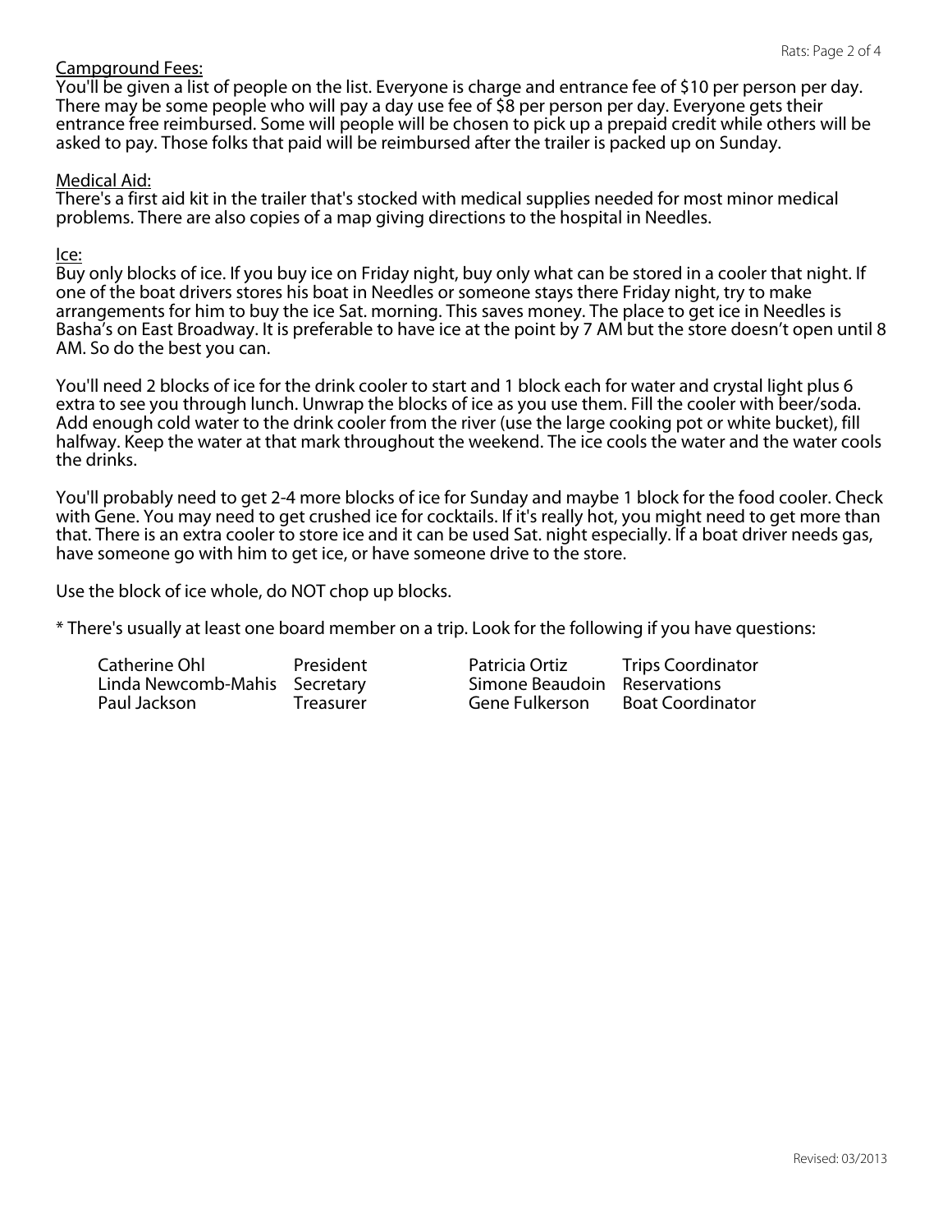Campground Fees:

You'll be given a list of people on the list. Everyone is charge and entrance fee of $10 per person per day. There may be some people who will pay a day use fee of $8 per person per day. Everyone gets their entrance free reimbursed. Some will people will be chosen to pick up a prepaid credit while others will be asked to pay. Those folks that paid will be reimbursed after the trailer is packed up on Sunday.

Medical Aid:

There's a first aid kit in the trailer that's stocked with medical supplies needed for most minor medical problems. There are also copies of a map giving directions to the hospital in Needles.

Ice:

Buy only blocks of ice. If you buy ice on Friday night, buy only what can be stored in a cooler that night. If one of the boat drivers stores his boat in Needles or someone stays there Friday night, try to make arrangements for him to buy the ice Sat. morning. This saves money. The place to get ice in Needles is Basha's on East Broadway. It is preferable to have ice at the point by 7 AM but the store doesn't open until 8 AM. So do the best you can.

You'll need 2 blocks of ice for the drink cooler to start and 1 block each for water and crystal light plus 6 extra to see you through lunch. Unwrap the blocks of ice as you use them. Fill the cooler with beer/soda. Add enough cold water to the drink cooler from the river (use the large cooking pot or white bucket), fill halfway. Keep the water at that mark throughout the weekend. The ice cools the water and the water cools the drinks.

You'll probably need to get 2-4 more blocks of ice for Sunday and maybe 1 block for the food cooler. Check with Gene. You may need to get crushed ice for cocktails. If it's really hot, you might need to get more than that. There is an extra cooler to store ice and it can be used Sat. night especially. If a boat driver needs gas, have someone go with him to get ice, or have someone drive to the store.

Use the block of ice whole, do NOT chop up blocks.

* There's usually at least one board member on a trip. Look for the following if you have questions:

| | | | |
|---|---|---|---|
| Catherine Ohl | President | Patricia Ortiz | Trips Coordinator |
| Linda Newcomb-Mahis | Secretary | Simone Beaudoin | Reservations |
| Paul Jackson | Treasurer | Gene Fulkerson | Boat Coordinator |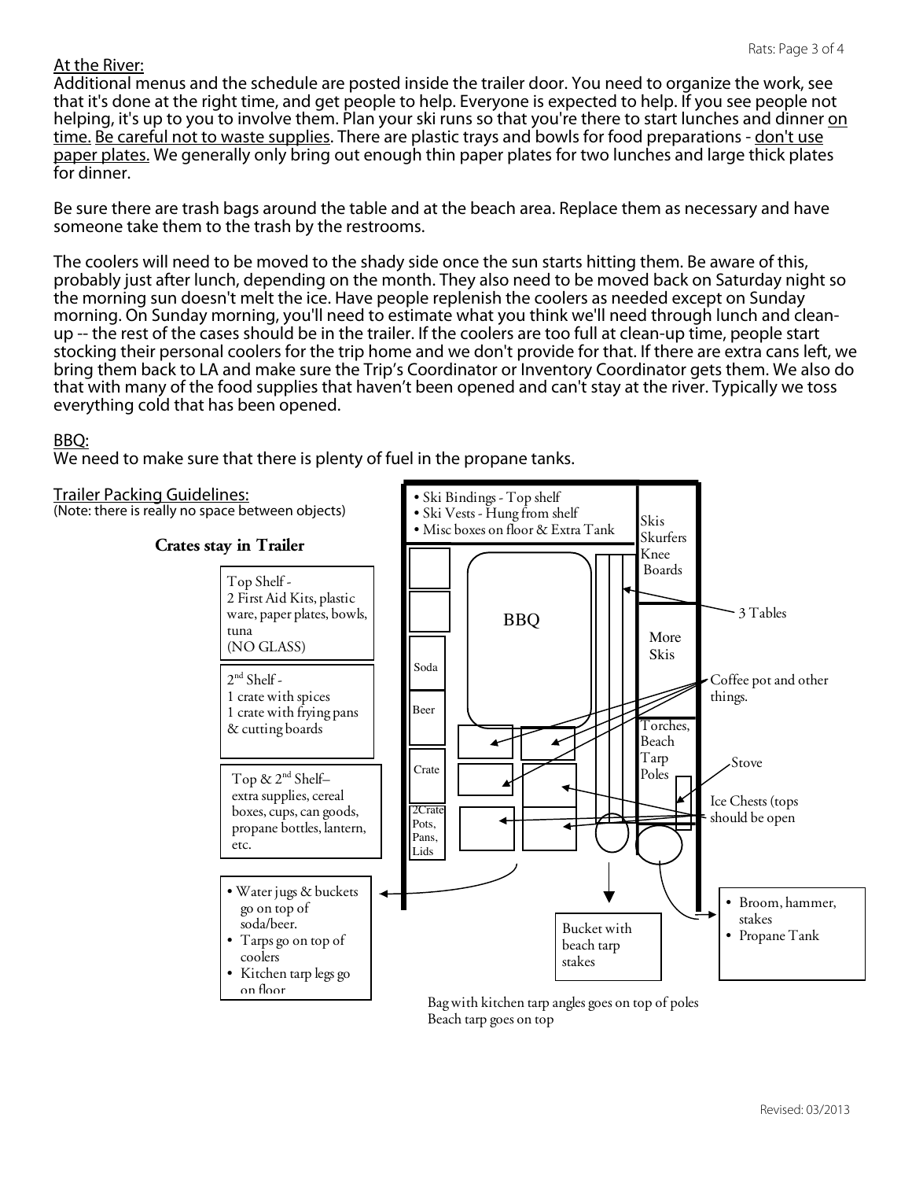## At the River:

Additional menus and the schedule are posted inside the trailer door. You need to organize the work, see that it's done at the right time, and get people to help. Everyone is expected to help. If you see people not helping, it's up to you to involve them. Plan your ski runs so that you're there to start lunches and dinner <u>on time.</u> <u>Be careful not to waste supplies</u>. There are plastic trays and bowls for food preparations - <u>don't use paper plates.</u> We generally only bring out enough thin paper plates for two lunches and large thick plates for dinner.

Be sure there are trash bags around the table and at the beach area. Replace them as necessary and have someone take them to the trash by the restrooms.

The coolers will need to be moved to the shady side once the sun starts hitting them. Be aware of this, probably just after lunch, depending on the month. They also need to be moved back on Saturday night so the morning sun doesn't melt the ice. Have people replenish the coolers as needed except on Sunday morning. On Sunday morning, you'll need to estimate what you think we'll need through lunch and clean-up -- the rest of the cases should be in the trailer. If the coolers are too full at clean-up time, people start stocking their personal coolers for the trip home and we don't provide for that. If there are extra cans left, we bring them back to LA and make sure the Trip's Coordinator or Inventory Coordinator gets them. We also do that with many of the food supplies that haven't been opened and can't stay at the river. Typically we toss everything cold that has been opened.

## BBQ:

We need to make sure that there is plenty of fuel in the propane tanks.

## Trailer Packing Guidelines:

(Note: there is really no space between objects)

**Crates stay in Trailer**

Top Shelf - 2 First Aid Kits, plastic ware, paper plates, bowls, tuna (NO GLASS)

2nd Shelf - 1 crate with spices, 1 crate with frying pans & cutting boards

Top & 2nd Shelf– extra supplies, cereal boxes, cups, can goods, propane bottles, lantern, etc.

- Water jugs & buckets go on top of soda/beer.
- Tarps go on top of coolers
- Kitchen tarp legs go on floor

- Ski Bindings - Top shelf
- Ski Vests - Hung from shelf
- Misc boxes on floor & Extra Tank

Skis, Skurfers, Knee Boards

BBQ

Soda

Beer

Crate

2Crate Pots, Pans, Lids

More Skis

Torches, Beach Tarp Poles

3 Tables

Coffee pot and other things.

Stove

Ice Chests (tops should be open

Bucket with beach tarp stakes

- Broom, hammer, stakes
- Propane Tank

Bag with kitchen tarp angles goes on top of poles

Beach tarp goes on top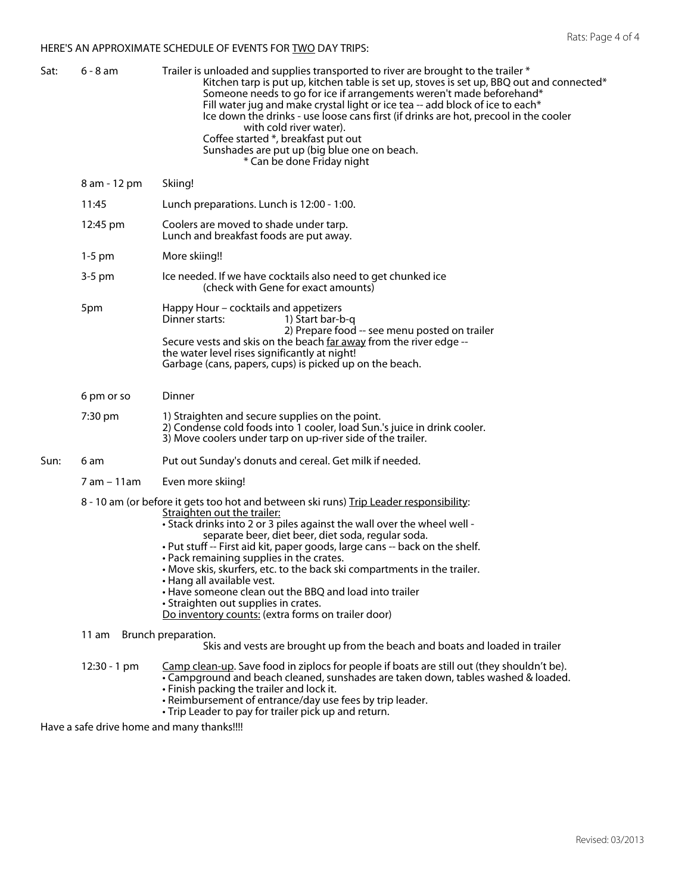HERE'S AN APPROXIMATE SCHEDULE OF EVENTS FOR <u>TWO</u> DAY TRIPS:

**Sat:**

**6 - 8 am** — Trailer is unloaded and supplies transported to river are brought to the trailer *
- Kitchen tarp is put up, kitchen table is set up, stoves is set up, BBQ out and connected*
- Someone needs to go for ice if arrangements weren't made beforehand*
- Fill water jug and make crystal light or ice tea -- add block of ice to each*
- Ice down the drinks - use loose cans first (if drinks are hot, precool in the cooler with cold river water).
- Coffee started *, breakfast put out
- Sunshades are put up (big blue one on beach.
- * Can be done Friday night

**8 am - 12 pm** — Skiing!

**11:45** — Lunch preparations. Lunch is 12:00 - 1:00.

**12:45 pm** — Coolers are moved to shade under tarp. Lunch and breakfast foods are put away.

**1-5 pm** — More skiing!!

**3-5 pm** — Ice needed. If we have cocktails also need to get chunked ice (check with Gene for exact amounts)

**5pm** — Happy Hour – cocktails and appetizers
- Dinner starts:
  1) Start bar-b-q
  2) Prepare food -- see menu posted on trailer
- Secure vests and skis on the beach <u>far away</u> from the river edge -- the water level rises significantly at night!
- Garbage (cans, papers, cups) is picked up on the beach.

**6 pm or so** — Dinner

**7:30 pm**
1) Straighten and secure supplies on the point.
2) Condense cold foods into 1 cooler, load Sun.'s juice in drink cooler.
3) Move coolers under tarp on up-river side of the trailer.

**Sun:**

**6 am** — Put out Sunday's donuts and cereal. Get milk if needed.

**7 am – 11am** — Even more skiing!

**8 - 10 am** (or before it gets too hot and between ski runs) <u>Trip Leader responsibility</u>:

<u>Straighten out the trailer:</u>
- Stack drinks into 2 or 3 piles against the wall over the wheel well - separate beer, diet beer, diet soda, regular soda.
- Put stuff -- First aid kit, paper goods, large cans -- back on the shelf.
- Pack remaining supplies in the crates.
- Move skis, skurfers, etc. to the back ski compartments in the trailer.
- Hang all available vest.
- Have someone clean out the BBQ and load into trailer
- Straighten out supplies in crates.

<u>Do inventory counts:</u> (extra forms on trailer door)

**11 am** — Brunch preparation.
- Skis and vests are brought up from the beach and boats and loaded in trailer

**12:30 - 1 pm** — <u>Camp clean-up</u>. Save food in ziplocs for people if boats are still out (they shouldn't be).
- Campground and beach cleaned, sunshades are taken down, tables washed & loaded.
- Finish packing the trailer and lock it.
- Reimbursement of entrance/day use fees by trip leader.
- Trip Leader to pay for trailer pick up and return.

Have a safe drive home and many thanks!!!!

Revised: 03/2013